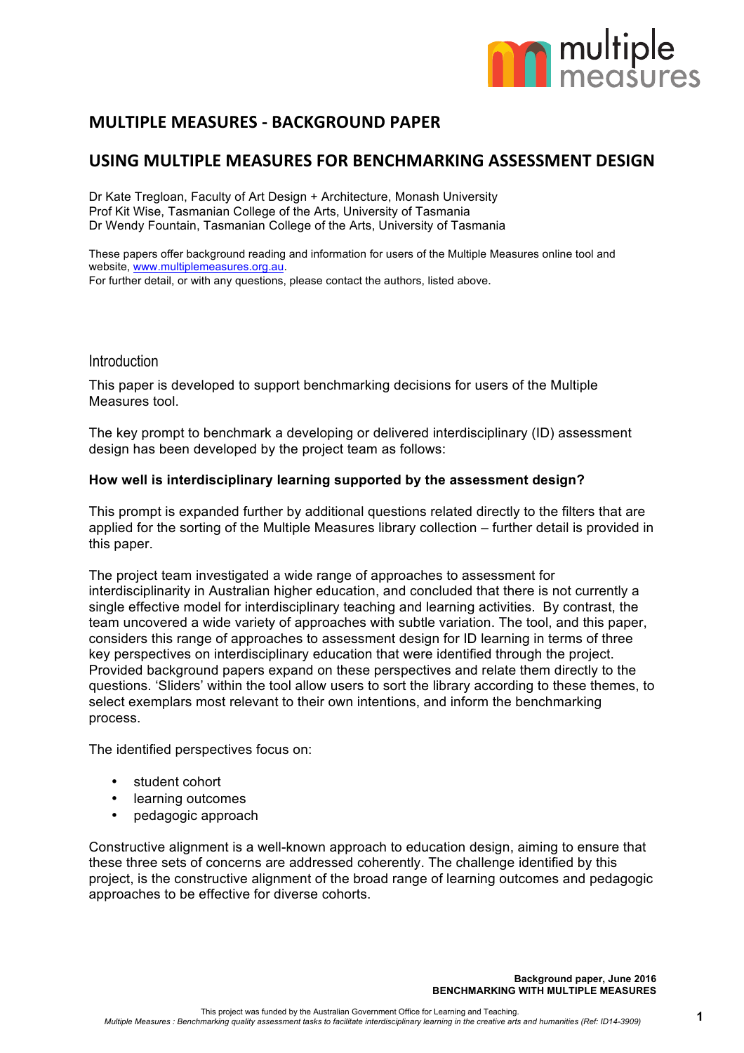# MULTIPLE MEASURES - BACKGROUND PAPER

## USING MULTIPLE MEASURES FOR BENCHMARKING ASSESSMENT DESIGN

Dr Kate Tregloan, Faculty of Art Design + Architecture, Monash University
Prof Kit Wise, Tasmanian College of the Arts, University of Tasmania
Dr Wendy Fountain, Tasmanian College of the Arts, University of Tasmania

These papers offer background reading and information for users of the Multiple Measures online tool and website, www.multiplemeasures.org.au.
For further detail, or with any questions, please contact the authors, listed above.

### Introduction

This paper is developed to support benchmarking decisions for users of the Multiple Measures tool.

The key prompt to benchmark a developing or delivered interdisciplinary (ID) assessment design has been developed by the project team as follows:

**How well is interdisciplinary learning supported by the assessment design?**

This prompt is expanded further by additional questions related directly to the filters that are applied for the sorting of the Multiple Measures library collection – further detail is provided in this paper.

The project team investigated a wide range of approaches to assessment for interdisciplinarity in Australian higher education, and concluded that there is not currently a single effective model for interdisciplinary teaching and learning activities. By contrast, the team uncovered a wide variety of approaches with subtle variation. The tool, and this paper, considers this range of approaches to assessment design for ID learning in terms of three key perspectives on interdisciplinary education that were identified through the project. Provided background papers expand on these perspectives and relate them directly to the questions. 'Sliders' within the tool allow users to sort the library according to these themes, to select exemplars most relevant to their own intentions, and inform the benchmarking process.

The identified perspectives focus on:

- student cohort
- learning outcomes
- pedagogic approach

Constructive alignment is a well-known approach to education design, aiming to ensure that these three sets of concerns are addressed coherently. The challenge identified by this project, is the constructive alignment of the broad range of learning outcomes and pedagogic approaches to be effective for diverse cohorts.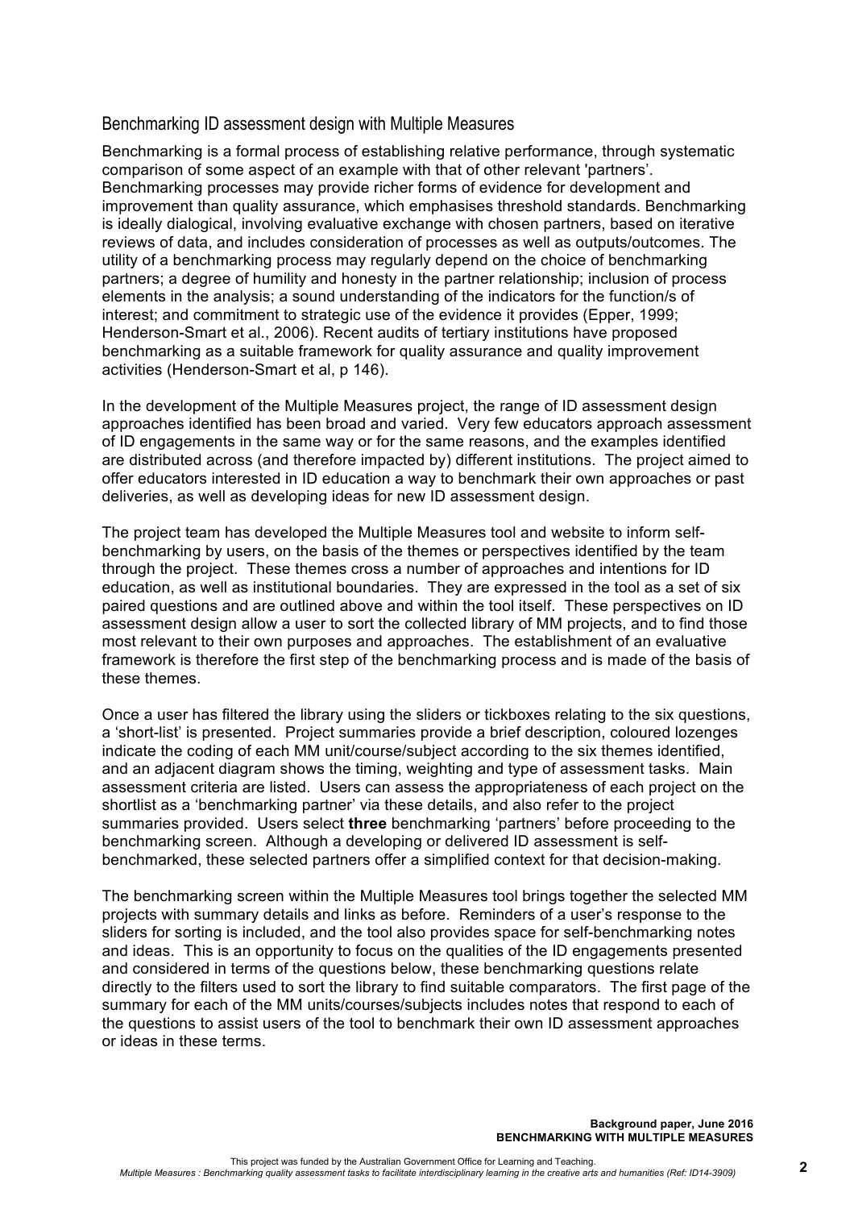## Benchmarking ID assessment design with Multiple Measures

Benchmarking is a formal process of establishing relative performance, through systematic comparison of some aspect of an example with that of other relevant 'partners'. Benchmarking processes may provide richer forms of evidence for development and improvement than quality assurance, which emphasises threshold standards. Benchmarking is ideally dialogical, involving evaluative exchange with chosen partners, based on iterative reviews of data, and includes consideration of processes as well as outputs/outcomes. The utility of a benchmarking process may regularly depend on the choice of benchmarking partners; a degree of humility and honesty in the partner relationship; inclusion of process elements in the analysis; a sound understanding of the indicators for the function/s of interest; and commitment to strategic use of the evidence it provides (Epper, 1999; Henderson-Smart et al., 2006). Recent audits of tertiary institutions have proposed benchmarking as a suitable framework for quality assurance and quality improvement activities (Henderson-Smart et al, p 146).

In the development of the Multiple Measures project, the range of ID assessment design approaches identified has been broad and varied. Very few educators approach assessment of ID engagements in the same way or for the same reasons, and the examples identified are distributed across (and therefore impacted by) different institutions. The project aimed to offer educators interested in ID education a way to benchmark their own approaches or past deliveries, as well as developing ideas for new ID assessment design.

The project team has developed the Multiple Measures tool and website to inform self-benchmarking by users, on the basis of the themes or perspectives identified by the team through the project. These themes cross a number of approaches and intentions for ID education, as well as institutional boundaries. They are expressed in the tool as a set of six paired questions and are outlined above and within the tool itself. These perspectives on ID assessment design allow a user to sort the collected library of MM projects, and to find those most relevant to their own purposes and approaches. The establishment of an evaluative framework is therefore the first step of the benchmarking process and is made of the basis of these themes.

Once a user has filtered the library using the sliders or tickboxes relating to the six questions, a 'short-list' is presented. Project summaries provide a brief description, coloured lozenges indicate the coding of each MM unit/course/subject according to the six themes identified, and an adjacent diagram shows the timing, weighting and type of assessment tasks. Main assessment criteria are listed. Users can assess the appropriateness of each project on the shortlist as a 'benchmarking partner' via these details, and also refer to the project summaries provided. Users select **three** benchmarking 'partners' before proceeding to the benchmarking screen. Although a developing or delivered ID assessment is self-benchmarked, these selected partners offer a simplified context for that decision-making.

The benchmarking screen within the Multiple Measures tool brings together the selected MM projects with summary details and links as before. Reminders of a user's response to the sliders for sorting is included, and the tool also provides space for self-benchmarking notes and ideas. This is an opportunity to focus on the qualities of the ID engagements presented and considered in terms of the questions below, these benchmarking questions relate directly to the filters used to sort the library to find suitable comparators. The first page of the summary for each of the MM units/courses/subjects includes notes that respond to each of the questions to assist users of the tool to benchmark their own ID assessment approaches or ideas in these terms.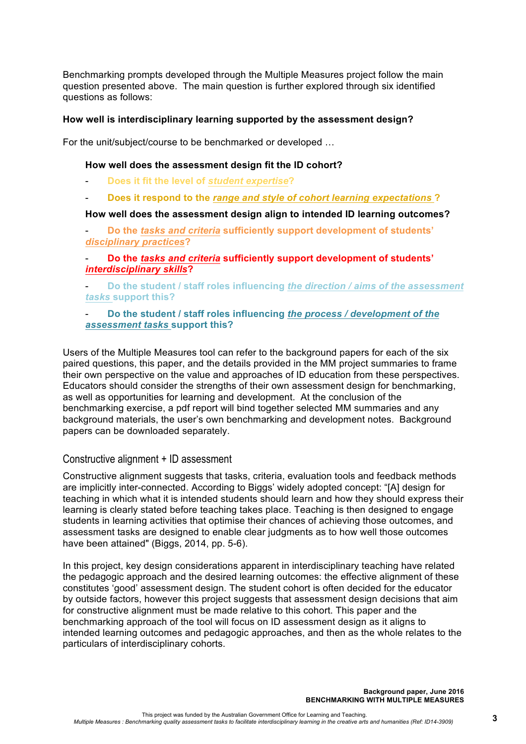Benchmarking prompts developed through the Multiple Measures project follow the main question presented above. The main question is further explored through six identified questions as follows:

**How well is interdisciplinary learning supported by the assessment design?**

For the unit/subject/course to be benchmarked or developed …

**How well does the assessment design fit the ID cohort?**

- **Does it fit the level of *student expertise*?**
- **Does it respond to the *range and style of cohort learning expectations* ?**

**How well does the assessment design align to intended ID learning outcomes?**

- **Do the *tasks and criteria* sufficiently support development of students' *disciplinary practices*?**
- **Do the *tasks and criteria* sufficiently support development of students' *interdisciplinary skills*?**
- **Do the student / staff roles influencing *the direction / aims of the assessment tasks* support this?**
- **Do the student / staff roles influencing *the process / development of the assessment tasks* support this?**

Users of the Multiple Measures tool can refer to the background papers for each of the six paired questions, this paper, and the details provided in the MM project summaries to frame their own perspective on the value and approaches of ID education from these perspectives. Educators should consider the strengths of their own assessment design for benchmarking, as well as opportunities for learning and development. At the conclusion of the benchmarking exercise, a pdf report will bind together selected MM summaries and any background materials, the user's own benchmarking and development notes. Background papers can be downloaded separately.

## Constructive alignment + ID assessment

Constructive alignment suggests that tasks, criteria, evaluation tools and feedback methods are implicitly inter-connected. According to Biggs' widely adopted concept: "[A] design for teaching in which what it is intended students should learn and how they should express their learning is clearly stated before teaching takes place. Teaching is then designed to engage students in learning activities that optimise their chances of achieving those outcomes, and assessment tasks are designed to enable clear judgments as to how well those outcomes have been attained" (Biggs, 2014, pp. 5-6).

In this project, key design considerations apparent in interdisciplinary teaching have related the pedagogic approach and the desired learning outcomes: the effective alignment of these constitutes 'good' assessment design. The student cohort is often decided for the educator by outside factors, however this project suggests that assessment design decisions that aim for constructive alignment must be made relative to this cohort. This paper and the benchmarking approach of the tool will focus on ID assessment design as it aligns to intended learning outcomes and pedagogic approaches, and then as the whole relates to the particulars of interdisciplinary cohorts.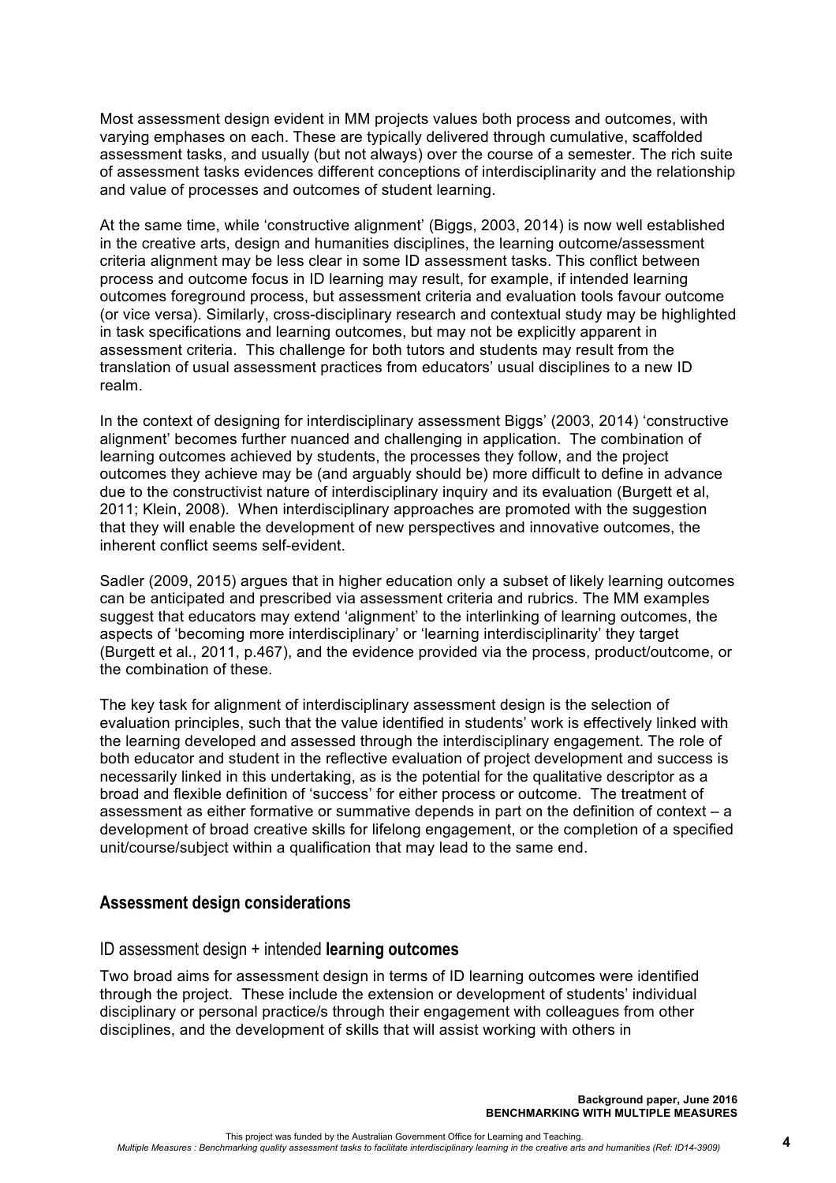Most assessment design evident in MM projects values both process and outcomes, with varying emphases on each. These are typically delivered through cumulative, scaffolded assessment tasks, and usually (but not always) over the course of a semester. The rich suite of assessment tasks evidences different conceptions of interdisciplinarity and the relationship and value of processes and outcomes of student learning.

At the same time, while 'constructive alignment' (Biggs, 2003, 2014) is now well established in the creative arts, design and humanities disciplines, the learning outcome/assessment criteria alignment may be less clear in some ID assessment tasks. This conflict between process and outcome focus in ID learning may result, for example, if intended learning outcomes foreground process, but assessment criteria and evaluation tools favour outcome (or vice versa). Similarly, cross-disciplinary research and contextual study may be highlighted in task specifications and learning outcomes, but may not be explicitly apparent in assessment criteria. This challenge for both tutors and students may result from the translation of usual assessment practices from educators' usual disciplines to a new ID realm.

In the context of designing for interdisciplinary assessment Biggs' (2003, 2014) 'constructive alignment' becomes further nuanced and challenging in application. The combination of learning outcomes achieved by students, the processes they follow, and the project outcomes they achieve may be (and arguably should be) more difficult to define in advance due to the constructivist nature of interdisciplinary inquiry and its evaluation (Burgett et al, 2011; Klein, 2008). When interdisciplinary approaches are promoted with the suggestion that they will enable the development of new perspectives and innovative outcomes, the inherent conflict seems self-evident.

Sadler (2009, 2015) argues that in higher education only a subset of likely learning outcomes can be anticipated and prescribed via assessment criteria and rubrics. The MM examples suggest that educators may extend 'alignment' to the interlinking of learning outcomes, the aspects of 'becoming more interdisciplinary' or 'learning interdisciplinarity' they target (Burgett et al., 2011, p.467), and the evidence provided via the process, product/outcome, or the combination of these.

The key task for alignment of interdisciplinary assessment design is the selection of evaluation principles, such that the value identified in students' work is effectively linked with the learning developed and assessed through the interdisciplinary engagement. The role of both educator and student in the reflective evaluation of project development and success is necessarily linked in this undertaking, as is the potential for the qualitative descriptor as a broad and flexible definition of 'success' for either process or outcome. The treatment of assessment as either formative or summative depends in part on the definition of context – a development of broad creative skills for lifelong engagement, or the completion of a specified unit/course/subject within a qualification that may lead to the same end.

## Assessment design considerations

### ID assessment design + intended **learning outcomes**

Two broad aims for assessment design in terms of ID learning outcomes were identified through the project. These include the extension or development of students' individual disciplinary or personal practice/s through their engagement with colleagues from other disciplines, and the development of skills that will assist working with others in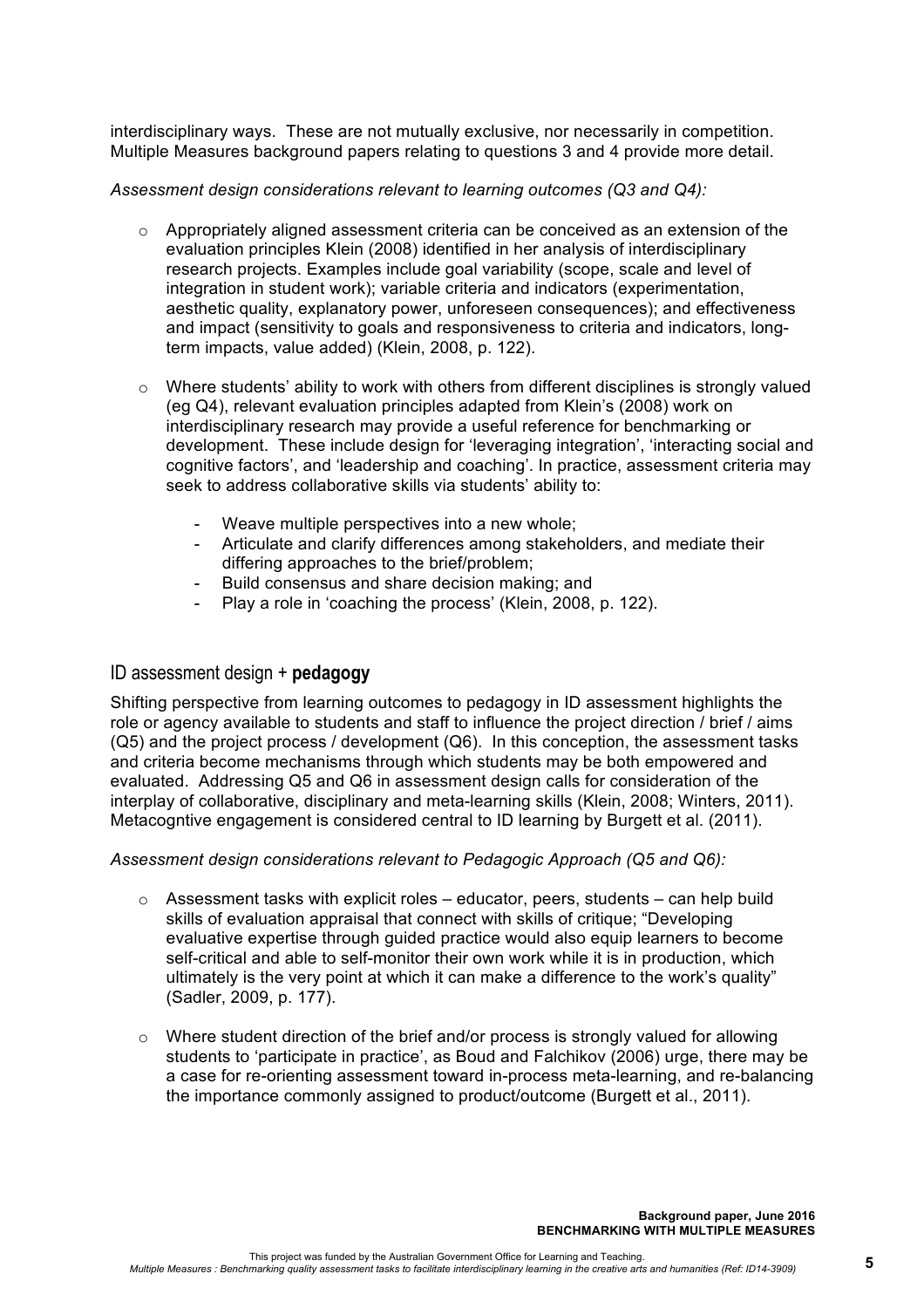interdisciplinary ways. These are not mutually exclusive, nor necessarily in competition. Multiple Measures background papers relating to questions 3 and 4 provide more detail.

*Assessment design considerations relevant to learning outcomes (Q3 and Q4):*

- Appropriately aligned assessment criteria can be conceived as an extension of the evaluation principles Klein (2008) identified in her analysis of interdisciplinary research projects. Examples include goal variability (scope, scale and level of integration in student work); variable criteria and indicators (experimentation, aesthetic quality, explanatory power, unforeseen consequences); and effectiveness and impact (sensitivity to goals and responsiveness to criteria and indicators, long-term impacts, value added) (Klein, 2008, p. 122).

- Where students' ability to work with others from different disciplines is strongly valued (eg Q4), relevant evaluation principles adapted from Klein's (2008) work on interdisciplinary research may provide a useful reference for benchmarking or development. These include design for 'leveraging integration', 'interacting social and cognitive factors', and 'leadership and coaching'. In practice, assessment criteria may seek to address collaborative skills via students' ability to:
  - Weave multiple perspectives into a new whole;
  - Articulate and clarify differences among stakeholders, and mediate their differing approaches to the brief/problem;
  - Build consensus and share decision making; and
  - Play a role in 'coaching the process' (Klein, 2008, p. 122).

## ID assessment design + **pedagogy**

Shifting perspective from learning outcomes to pedagogy in ID assessment highlights the role or agency available to students and staff to influence the project direction / brief / aims (Q5) and the project process / development (Q6). In this conception, the assessment tasks and criteria become mechanisms through which students may be both empowered and evaluated. Addressing Q5 and Q6 in assessment design calls for consideration of the interplay of collaborative, disciplinary and meta-learning skills (Klein, 2008; Winters, 2011). Metacogntive engagement is considered central to ID learning by Burgett et al. (2011).

*Assessment design considerations relevant to Pedagogic Approach (Q5 and Q6):*

- Assessment tasks with explicit roles – educator, peers, students – can help build skills of evaluation appraisal that connect with skills of critique; "Developing evaluative expertise through guided practice would also equip learners to become self-critical and able to self-monitor their own work while it is in production, which ultimately is the very point at which it can make a difference to the work's quality" (Sadler, 2009, p. 177).

- Where student direction of the brief and/or process is strongly valued for allowing students to 'participate in practice', as Boud and Falchikov (2006) urge, there may be a case for re-orienting assessment toward in-process meta-learning, and re-balancing the importance commonly assigned to product/outcome (Burgett et al., 2011).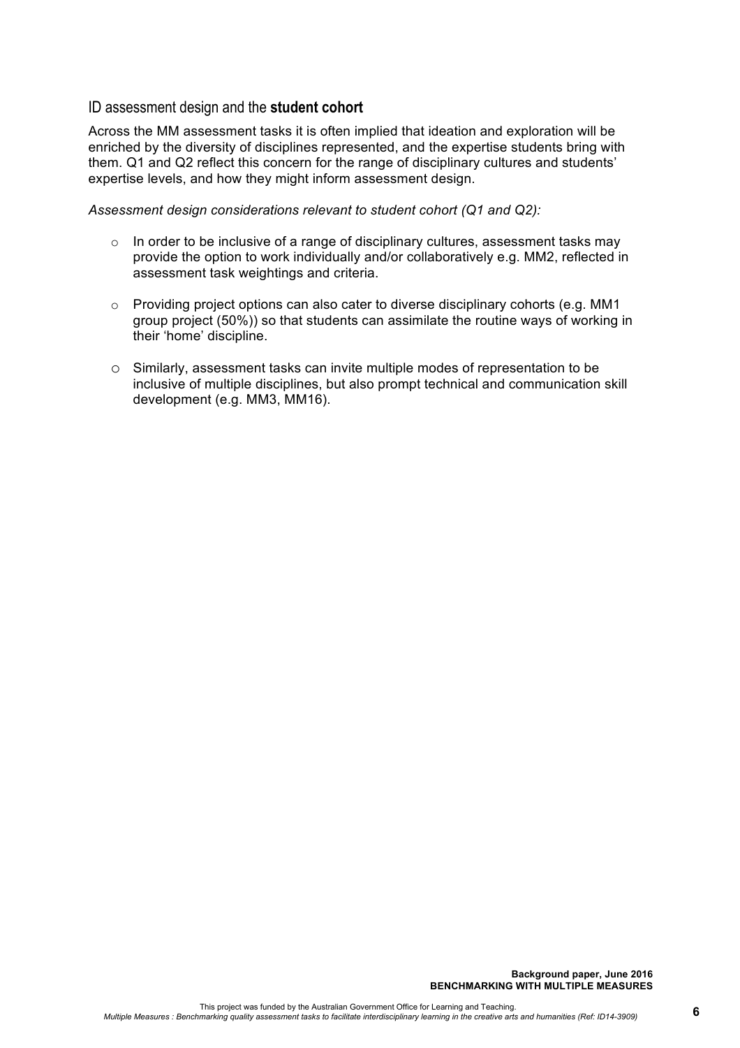## ID assessment design and the **student cohort**

Across the MM assessment tasks it is often implied that ideation and exploration will be enriched by the diversity of disciplines represented, and the expertise students bring with them. Q1 and Q2 reflect this concern for the range of disciplinary cultures and students' expertise levels, and how they might inform assessment design.

*Assessment design considerations relevant to student cohort (Q1 and Q2):*

- In order to be inclusive of a range of disciplinary cultures, assessment tasks may provide the option to work individually and/or collaboratively e.g. MM2, reflected in assessment task weightings and criteria.
- Providing project options can also cater to diverse disciplinary cohorts (e.g. MM1 group project (50%)) so that students can assimilate the routine ways of working in their 'home' discipline.
- Similarly, assessment tasks can invite multiple modes of representation to be inclusive of multiple disciplines, but also prompt technical and communication skill development (e.g. MM3, MM16).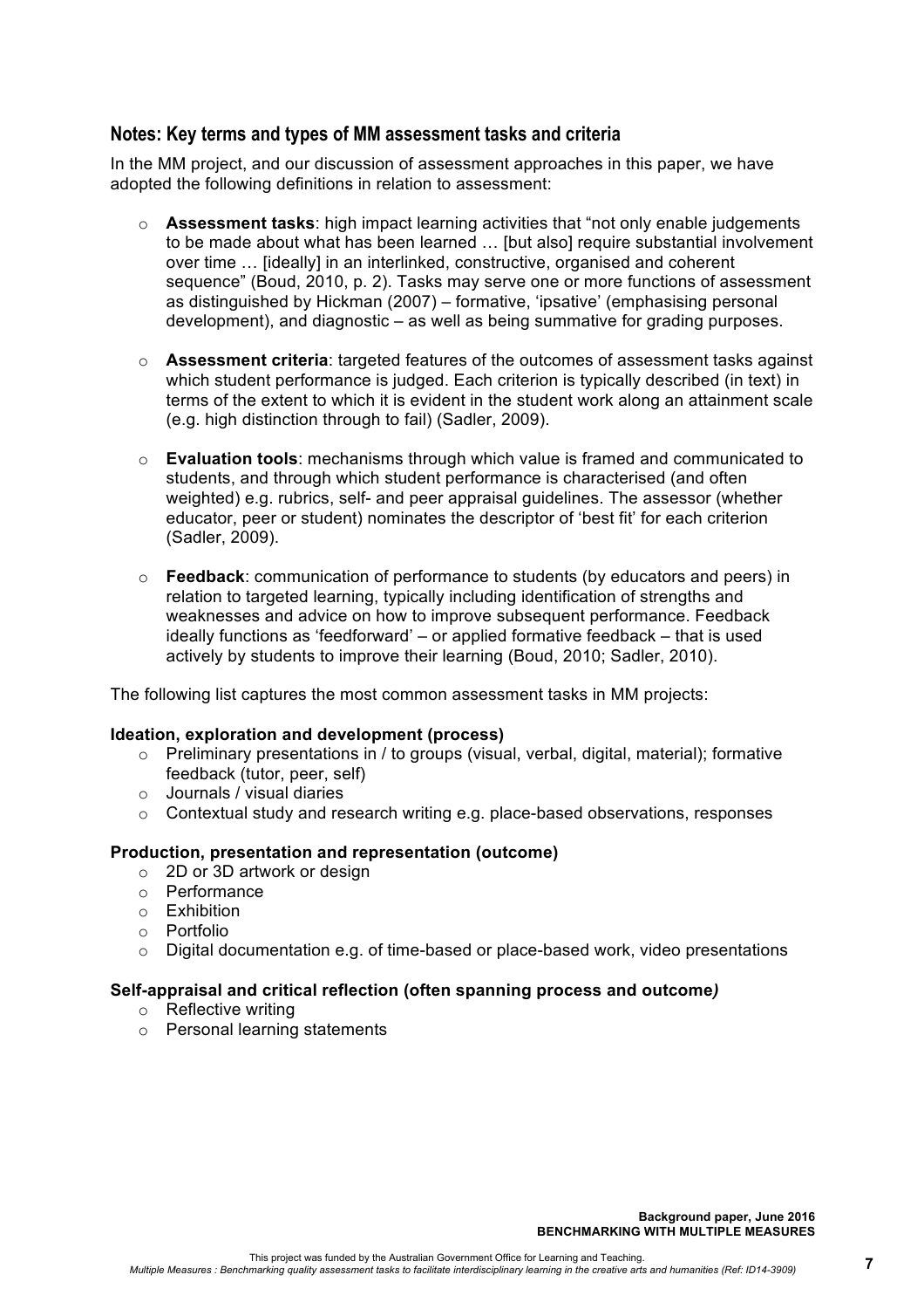## Notes: Key terms and types of MM assessment tasks and criteria

In the MM project, and our discussion of assessment approaches in this paper, we have adopted the following definitions in relation to assessment:

- **Assessment tasks**: high impact learning activities that "not only enable judgements to be made about what has been learned … [but also] require substantial involvement over time … [ideally] in an interlinked, constructive, organised and coherent sequence" (Boud, 2010, p. 2). Tasks may serve one or more functions of assessment as distinguished by Hickman (2007) – formative, 'ipsative' (emphasising personal development), and diagnostic – as well as being summative for grading purposes.

- **Assessment criteria**: targeted features of the outcomes of assessment tasks against which student performance is judged. Each criterion is typically described (in text) in terms of the extent to which it is evident in the student work along an attainment scale (e.g. high distinction through to fail) (Sadler, 2009).

- **Evaluation tools**: mechanisms through which value is framed and communicated to students, and through which student performance is characterised (and often weighted) e.g. rubrics, self- and peer appraisal guidelines. The assessor (whether educator, peer or student) nominates the descriptor of 'best fit' for each criterion (Sadler, 2009).

- **Feedback**: communication of performance to students (by educators and peers) in relation to targeted learning, typically including identification of strengths and weaknesses and advice on how to improve subsequent performance. Feedback ideally functions as 'feedforward' – or applied formative feedback – that is used actively by students to improve their learning (Boud, 2010; Sadler, 2010).

The following list captures the most common assessment tasks in MM projects:

**Ideation, exploration and development (process)**

- Preliminary presentations in / to groups (visual, verbal, digital, material); formative feedback (tutor, peer, self)
- Journals / visual diaries
- Contextual study and research writing e.g. place-based observations, responses

**Production, presentation and representation (outcome)**

- 2D or 3D artwork or design
- Performance
- Exhibition
- Portfolio
- Digital documentation e.g. of time-based or place-based work, video presentations

**Self-appraisal and critical reflection (often spanning process and outcome*)***

- Reflective writing
- Personal learning statements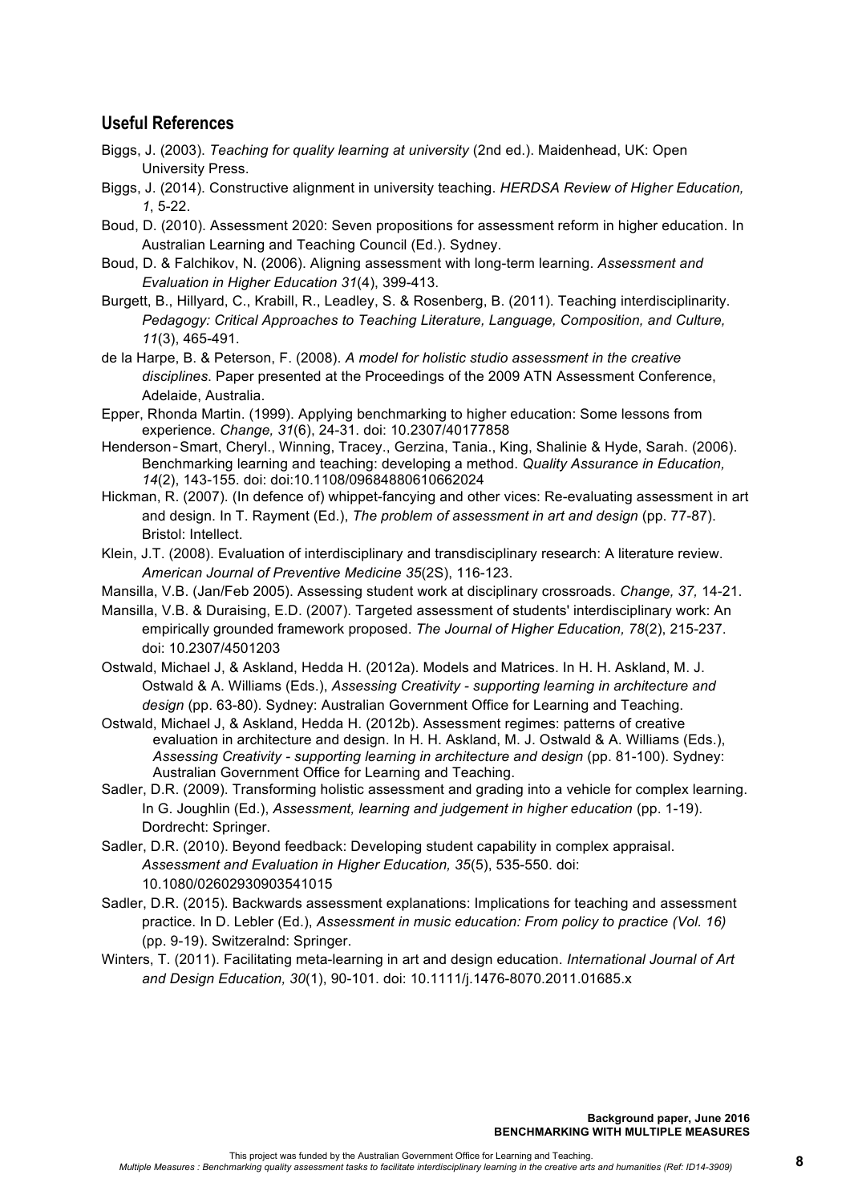## Useful References

Biggs, J. (2003). *Teaching for quality learning at university* (2nd ed.). Maidenhead, UK: Open University Press.

Biggs, J. (2014). Constructive alignment in university teaching. *HERDSA Review of Higher Education, 1*, 5-22.

Boud, D. (2010). Assessment 2020: Seven propositions for assessment reform in higher education. In Australian Learning and Teaching Council (Ed.). Sydney.

Boud, D. & Falchikov, N. (2006). Aligning assessment with long-term learning. *Assessment and Evaluation in Higher Education 31*(4), 399-413.

Burgett, B., Hillyard, C., Krabill, R., Leadley, S. & Rosenberg, B. (2011). Teaching interdisciplinarity. *Pedagogy: Critical Approaches to Teaching Literature, Language, Composition, and Culture, 11*(3), 465-491.

de la Harpe, B. & Peterson, F. (2008). *A model for holistic studio assessment in the creative disciplines*. Paper presented at the Proceedings of the 2009 ATN Assessment Conference, Adelaide, Australia.

Epper, Rhonda Martin. (1999). Applying benchmarking to higher education: Some lessons from experience. *Change, 31*(6), 24-31. doi: 10.2307/40177858

Henderson-Smart, Cheryl., Winning, Tracey., Gerzina, Tania., King, Shalinie & Hyde, Sarah. (2006). Benchmarking learning and teaching: developing a method. *Quality Assurance in Education, 14*(2), 143-155. doi: doi:10.1108/09684880610662024

Hickman, R. (2007). (In defence of) whippet-fancying and other vices: Re-evaluating assessment in art and design. In T. Rayment (Ed.), *The problem of assessment in art and design* (pp. 77-87). Bristol: Intellect.

Klein, J.T. (2008). Evaluation of interdisciplinary and transdisciplinary research: A literature review. *American Journal of Preventive Medicine 35*(2S), 116-123.

Mansilla, V.B. (Jan/Feb 2005). Assessing student work at disciplinary crossroads. *Change, 37,* 14-21.

Mansilla, V.B. & Duraising, E.D. (2007). Targeted assessment of students' interdisciplinary work: An empirically grounded framework proposed. *The Journal of Higher Education, 78*(2), 215-237. doi: 10.2307/4501203

Ostwald, Michael J, & Askland, Hedda H. (2012a). Models and Matrices. In H. H. Askland, M. J. Ostwald & A. Williams (Eds.), *Assessing Creativity - supporting learning in architecture and design* (pp. 63-80). Sydney: Australian Government Office for Learning and Teaching.

Ostwald, Michael J, & Askland, Hedda H. (2012b). Assessment regimes: patterns of creative evaluation in architecture and design. In H. H. Askland, M. J. Ostwald & A. Williams (Eds.), *Assessing Creativity - supporting learning in architecture and design* (pp. 81-100). Sydney: Australian Government Office for Learning and Teaching.

Sadler, D.R. (2009). Transforming holistic assessment and grading into a vehicle for complex learning. In G. Joughlin (Ed.), *Assessment, learning and judgement in higher education* (pp. 1-19). Dordrecht: Springer.

Sadler, D.R. (2010). Beyond feedback: Developing student capability in complex appraisal. *Assessment and Evaluation in Higher Education, 35*(5), 535-550. doi: 10.1080/02602930903541015

Sadler, D.R. (2015). Backwards assessment explanations: Implications for teaching and assessment practice. In D. Lebler (Ed.), *Assessment in music education: From policy to practice (Vol. 16)* (pp. 9-19). Switzeralnd: Springer.

Winters, T. (2011). Facilitating meta-learning in art and design education. *International Journal of Art and Design Education, 30*(1), 90-101. doi: 10.1111/j.1476-8070.2011.01685.x